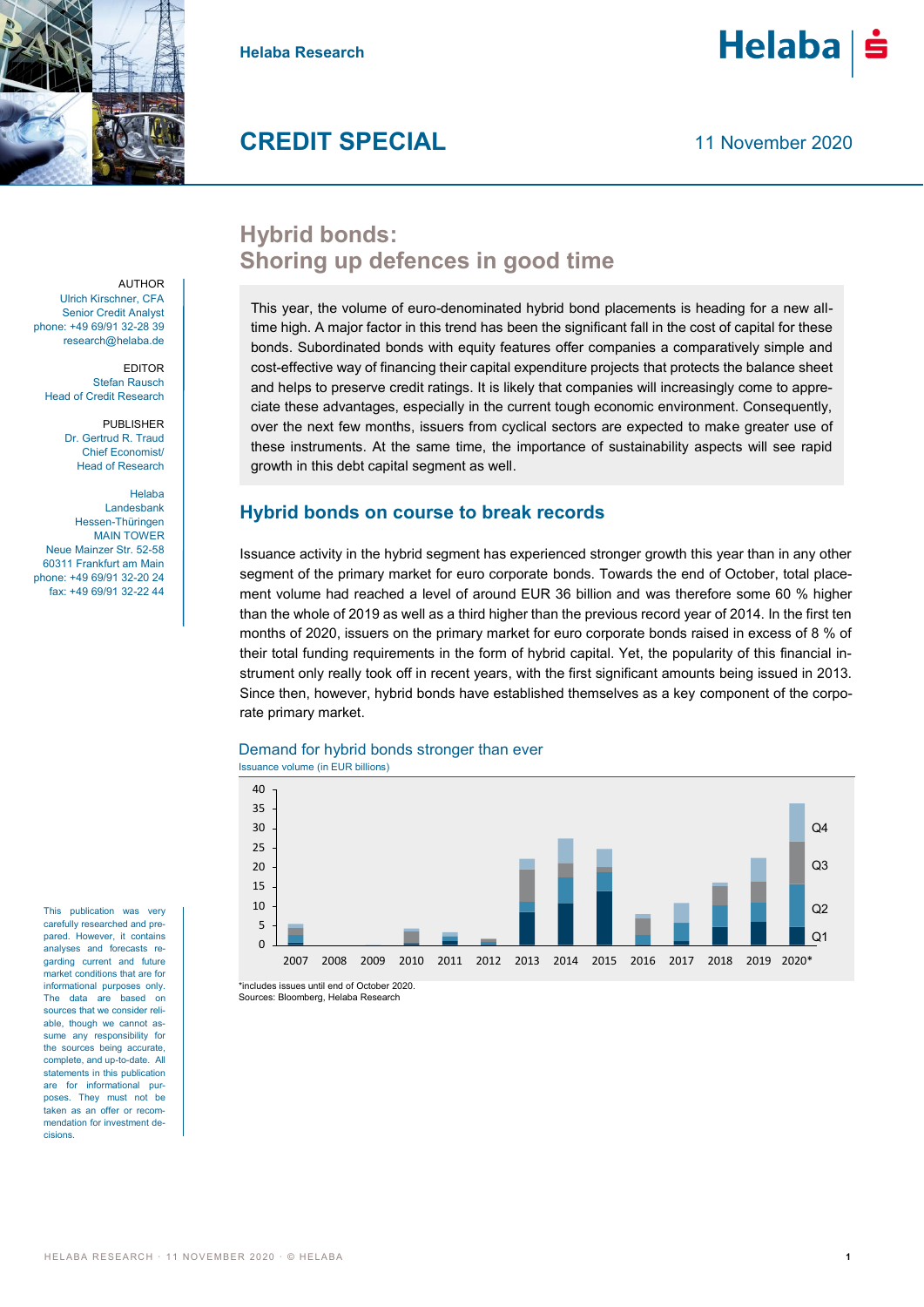Helaba Research

# CREDIT SPECIAL

11 November 2020

AUTHOR
Ulrich Kirschner, CFA
Senior Credit Analyst
phone: +49 69/91 32-28 39
research@helaba.de

EDITOR
Stefan Rausch
Head of Credit Research

PUBLISHER
Dr. Gertrud R. Traud
Chief Economist/
Head of Research

Helaba
Landesbank
Hessen-Thüringen
MAIN TOWER
Neue Mainzer Str. 52-58
60311 Frankfurt am Main
phone: +49 69/91 32-20 24
fax: +49 69/91 32-22 44

## Hybrid bonds: Shoring up defences in good time

This year, the volume of euro-denominated hybrid bond placements is heading for a new all-time high. A major factor in this trend has been the significant fall in the cost of capital for these bonds. Subordinated bonds with equity features offer companies a comparatively simple and cost-effective way of financing their capital expenditure projects that protects the balance sheet and helps to preserve credit ratings. It is likely that companies will increasingly come to appreciate these advantages, especially in the current tough economic environment. Consequently, over the next few months, issuers from cyclical sectors are expected to make greater use of these instruments. At the same time, the importance of sustainability aspects will see rapid growth in this debt capital segment as well.

### Hybrid bonds on course to break records

Issuance activity in the hybrid segment has experienced stronger growth this year than in any other segment of the primary market for euro corporate bonds. Towards the end of October, total placement volume had reached a level of around EUR 36 billion and was therefore some 60 % higher than the whole of 2019 as well as a third higher than the previous record year of 2014. In the first ten months of 2020, issuers on the primary market for euro corporate bonds raised in excess of 8 % of their total funding requirements in the form of hybrid capital. Yet, the popularity of this financial instrument only really took off in recent years, with the first significant amounts being issued in 2013. Since then, however, hybrid bonds have established themselves as a key component of the corporate primary market.

Demand for hybrid bonds stronger than ever

Issuance volume (in EUR billions)

*includes issues until end of October 2020.
Sources: Bloomberg, Helaba Research

This publication was very carefully researched and prepared. However, it contains analyses and forecasts regarding current and future market conditions that are for informational purposes only. The data are based on sources that we consider reliable, though we cannot assume any responsibility for the sources being accurate, complete, and up-to-date. All statements in this publication are for informational purposes. They must not be taken as an offer or recommendation for investment decisions.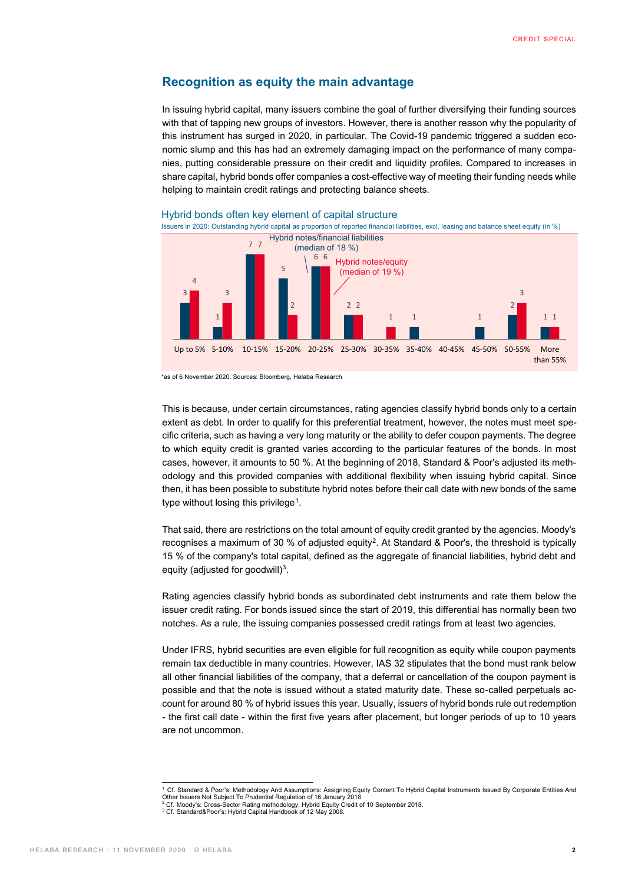## Recognition as equity the main advantage

In issuing hybrid capital, many issuers combine the goal of further diversifying their funding sources with that of tapping new groups of investors. However, there is another reason why the popularity of this instrument has surged in 2020, in particular. The Covid-19 pandemic triggered a sudden economic slump and this has had an extremely damaging impact on the performance of many companies, putting considerable pressure on their credit and liquidity profiles. Compared to increases in share capital, hybrid bonds offer companies a cost-effective way of meeting their funding needs while helping to maintain credit ratings and protecting balance sheets.

Hybrid bonds often key element of capital structure

Issuers in 2020: Outstanding hybrid capital as proportion of reported financial liabilities, excl. leasing and balance sheet equity (in %)

| | Hybrid notes/financial liabilities (median of 18 %) | Hybrid notes/equity (median of 19 %) |
|---|---|---|
| Up to 5% | 3 | 4 |
| 5-10% | 1 | 3 |
| 10-15% | 7 | 7 |
| 15-20% | 5 | 2 |
| 20-25% | 6 | 6 |
| 25-30% | 2 | 2 |
| 30-35% | | 1 |
| 35-40% | 1 | |
| 40-45% | | |
| 45-50% | 1 | |
| 50-55% | 2 | 3 |
| More than 55% | 1 | 1 |

*as of 6 November 2020. Sources: Bloomberg, Helaba Research

This is because, under certain circumstances, rating agencies classify hybrid bonds only to a certain extent as debt. In order to qualify for this preferential treatment, however, the notes must meet specific criteria, such as having a very long maturity or the ability to defer coupon payments. The degree to which equity credit is granted varies according to the particular features of the bonds. In most cases, however, it amounts to 50 %. At the beginning of 2018, Standard & Poor's adjusted its methodology and this provided companies with additional flexibility when issuing hybrid capital. Since then, it has been possible to substitute hybrid notes before their call date with new bonds of the same type without losing this privilege[1].

That said, there are restrictions on the total amount of equity credit granted by the agencies. Moody's recognises a maximum of 30 % of adjusted equity[2]. At Standard & Poor's, the threshold is typically 15 % of the company's total capital, defined as the aggregate of financial liabilities, hybrid debt and equity (adjusted for goodwill)[3].

Rating agencies classify hybrid bonds as subordinated debt instruments and rate them below the issuer credit rating. For bonds issued since the start of 2019, this differential has normally been two notches. As a rule, the issuing companies possessed credit ratings from at least two agencies.

Under IFRS, hybrid securities are even eligible for full recognition as equity while coupon payments remain tax deductible in many countries. However, IAS 32 stipulates that the bond must rank below all other financial liabilities of the company, that a deferral or cancellation of the coupon payment is possible and that the note is issued without a stated maturity date. These so-called perpetuals account for around 80 % of hybrid issues this year. Usually, issuers of hybrid bonds rule out redemption - the first call date - within the first five years after placement, but longer periods of up to 10 years are not uncommon.

[1] Cf. Standard & Poor's: Methodology And Assumptions: Assigning Equity Content To Hybrid Capital Instruments Issued By Corporate Entities And Other Issuers Not Subject To Prudential Regulation of 16 January 2018

[2] Cf. Moody's: Cross-Sector Rating methodology. Hybrid Equity Credit of 10 September 2018.

[3] Cf. Standard&Poor's: Hybrid Capital Handbook of 12 May 2008.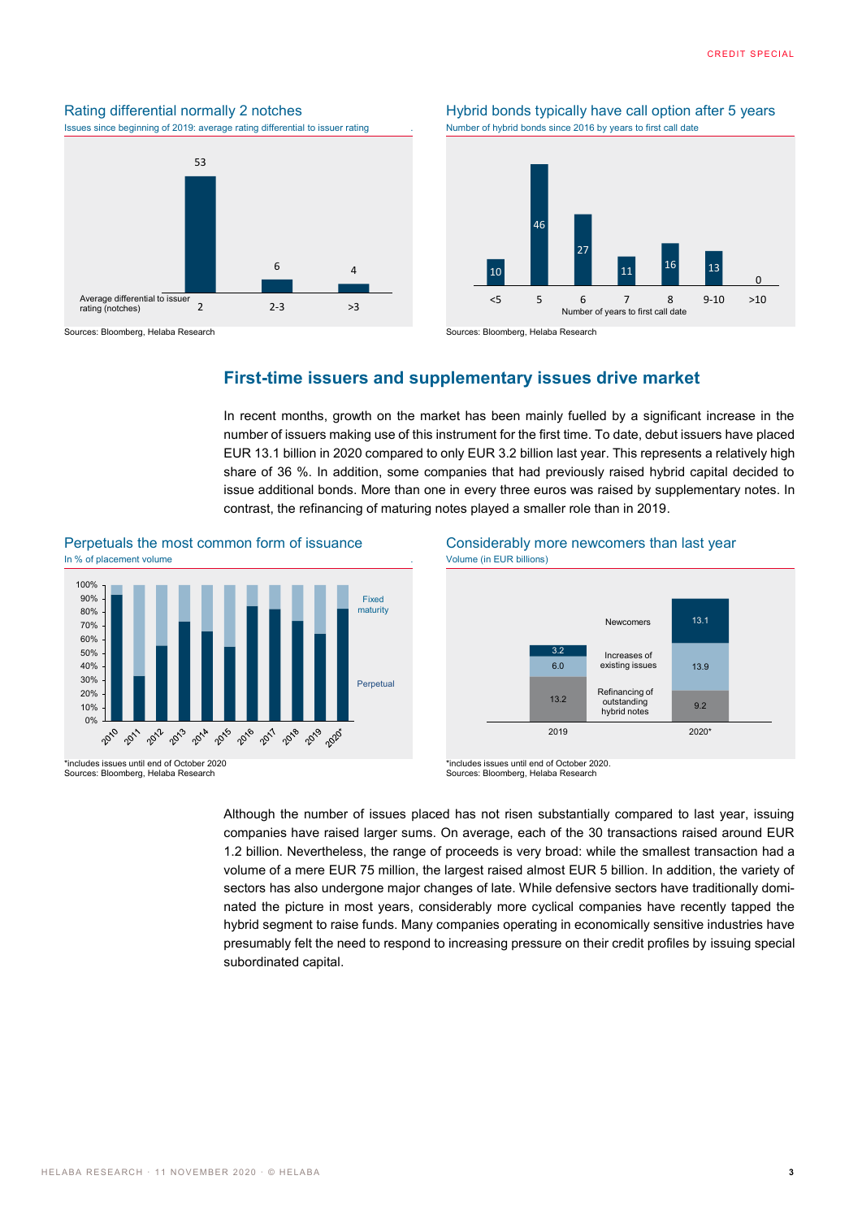### Rating differential normally 2 notches

Issues since beginning of 2019: average rating differential to issuer rating

| Average differential to issuer rating (notches) | 2 | 2-3 | >3 |
|---|---|---|---|
| Number of issues | 53 | 6 | 4 |

Sources: Bloomberg, Helaba Research

### Hybrid bonds typically have call option after 5 years

Number of hybrid bonds since 2016 by years to first call date

| Number of years to first call date | <5 | 5 | 6 | 7 | 8 | 9-10 | >10 |
|---|---|---|---|---|---|---|---|
| Number of hybrid bonds | 10 | 46 | 27 | 11 | 16 | 13 | 0 |

Sources: Bloomberg, Helaba Research

## First-time issuers and supplementary issues drive market

In recent months, growth on the market has been mainly fuelled by a significant increase in the number of issuers making use of this instrument for the first time. To date, debut issuers have placed EUR 13.1 billion in 2020 compared to only EUR 3.2 billion last year. This represents a relatively high share of 36 %. In addition, some companies that had previously raised hybrid capital decided to issue additional bonds. More than one in every three euros was raised by supplementary notes. In contrast, the refinancing of maturing notes played a smaller role than in 2019.

### Perpetuals the most common form of issuance

In % of placement volume

Categories: Fixed maturity, Perpetual; years 2010–2020*

*includes issues until end of October 2020

Sources: Bloomberg, Helaba Research

### Considerably more newcomers than last year

Volume (in EUR billions)

| | 2019 | 2020* |
|---|---|---|
| Newcomers | 3.2 | 13.1 |
| Increases of existing issues | 6.0 | 13.9 |
| Refinancing of outstanding hybrid notes | 13.2 | 9.2 |

*includes issues until end of October 2020.

Sources: Bloomberg, Helaba Research

Although the number of issues placed has not risen substantially compared to last year, issuing companies have raised larger sums. On average, each of the 30 transactions raised around EUR 1.2 billion. Nevertheless, the range of proceeds is very broad: while the smallest transaction had a volume of a mere EUR 75 million, the largest raised almost EUR 5 billion. In addition, the variety of sectors has also undergone major changes of late. While defensive sectors have traditionally dominated the picture in most years, considerably more cyclical companies have recently tapped the hybrid segment to raise funds. Many companies operating in economically sensitive industries have presumably felt the need to respond to increasing pressure on their credit profiles by issuing special subordinated capital.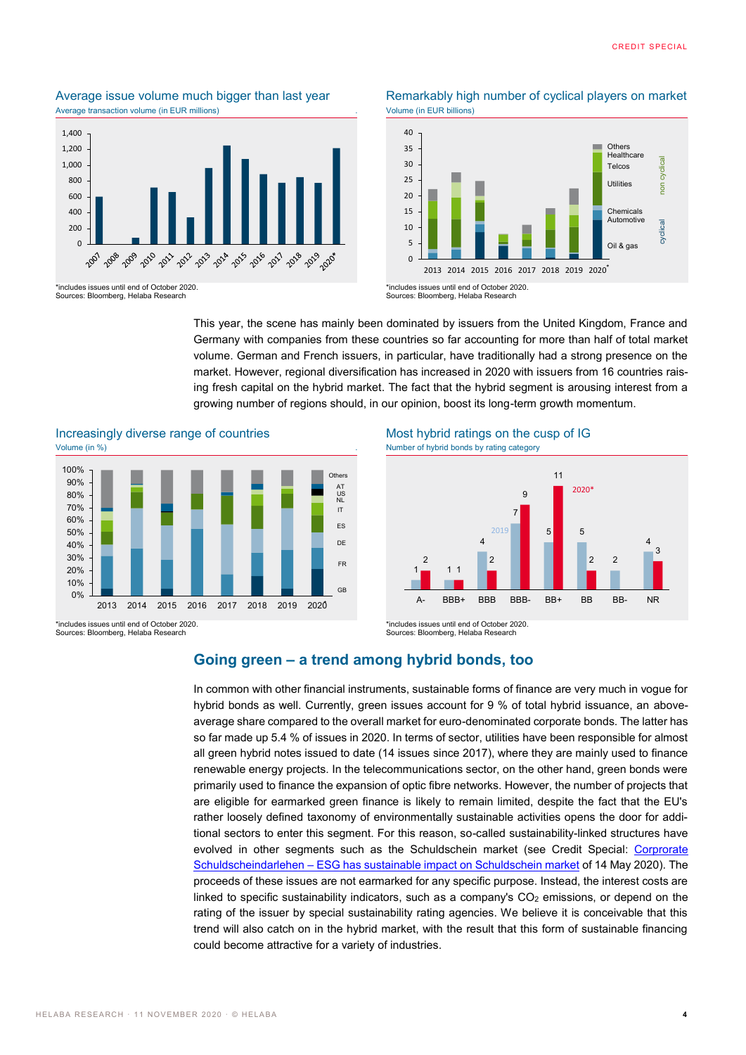## Average issue volume much bigger than last year

Average transaction volume (in EUR millions)

*includes issues until end of October 2020.
Sources: Bloomberg, Helaba Research

## Remarkably high number of cyclical players on market

Volume (in EUR billions)

*includes issues until end of October 2020.
Sources: Bloomberg, Helaba Research

This year, the scene has mainly been dominated by issuers from the United Kingdom, France and Germany with companies from these countries so far accounting for more than half of total market volume. German and French issuers, in particular, have traditionally had a strong presence on the market. However, regional diversification has increased in 2020 with issuers from 16 countries raising fresh capital on the hybrid market. The fact that the hybrid segment is arousing interest from a growing number of regions should, in our opinion, boost its long-term growth momentum.

## Increasingly diverse range of countries

Volume (in %)

*includes issues until end of October 2020.
Sources: Bloomberg, Helaba Research

## Most hybrid ratings on the cusp of IG

Number of hybrid bonds by rating category

| Rating | 2019 | 2020* |
|---|---|---|
| A- | 1 | 2 |
| BBB+ | 1 | 1 |
| BBB | 4 | 2 |
| BBB- | 7 | 9 |
| BB+ | 5 | 11 |
| BB | 5 | 2 |
| BB- | 2 | |
| NR | 4 | 3 |

*includes issues until end of October 2020.
Sources: Bloomberg, Helaba Research

## Going green – a trend among hybrid bonds, too

In common with other financial instruments, sustainable forms of finance are very much in vogue for hybrid bonds as well. Currently, green issues account for 9 % of total hybrid issuance, an above-average share compared to the overall market for euro-denominated corporate bonds. The latter has so far made up 5.4 % of issues in 2020. In terms of sector, utilities have been responsible for almost all green hybrid notes issued to date (14 issues since 2017), where they are mainly used to finance renewable energy projects. In the telecommunications sector, on the other hand, green bonds were primarily used to finance the expansion of optic fibre networks. However, the number of projects that are eligible for earmarked green finance is likely to remain limited, despite the fact that the EU's rather loosely defined taxonomy of environmentally sustainable activities opens the door for additional sectors to enter this segment. For this reason, so-called sustainability-linked structures have evolved in other segments such as the Schuldschein market (see Credit Special: Corprorate Schuldscheindarlehen – ESG has sustainable impact on Schuldschein market of 14 May 2020). The proceeds of these issues are not earmarked for any specific purpose. Instead, the interest costs are linked to specific sustainability indicators, such as a company's $CO_2$ emissions, or depend on the rating of the issuer by special sustainability rating agencies. We believe it is conceivable that this trend will also catch on in the hybrid market, with the result that this form of sustainable financing could become attractive for a variety of industries.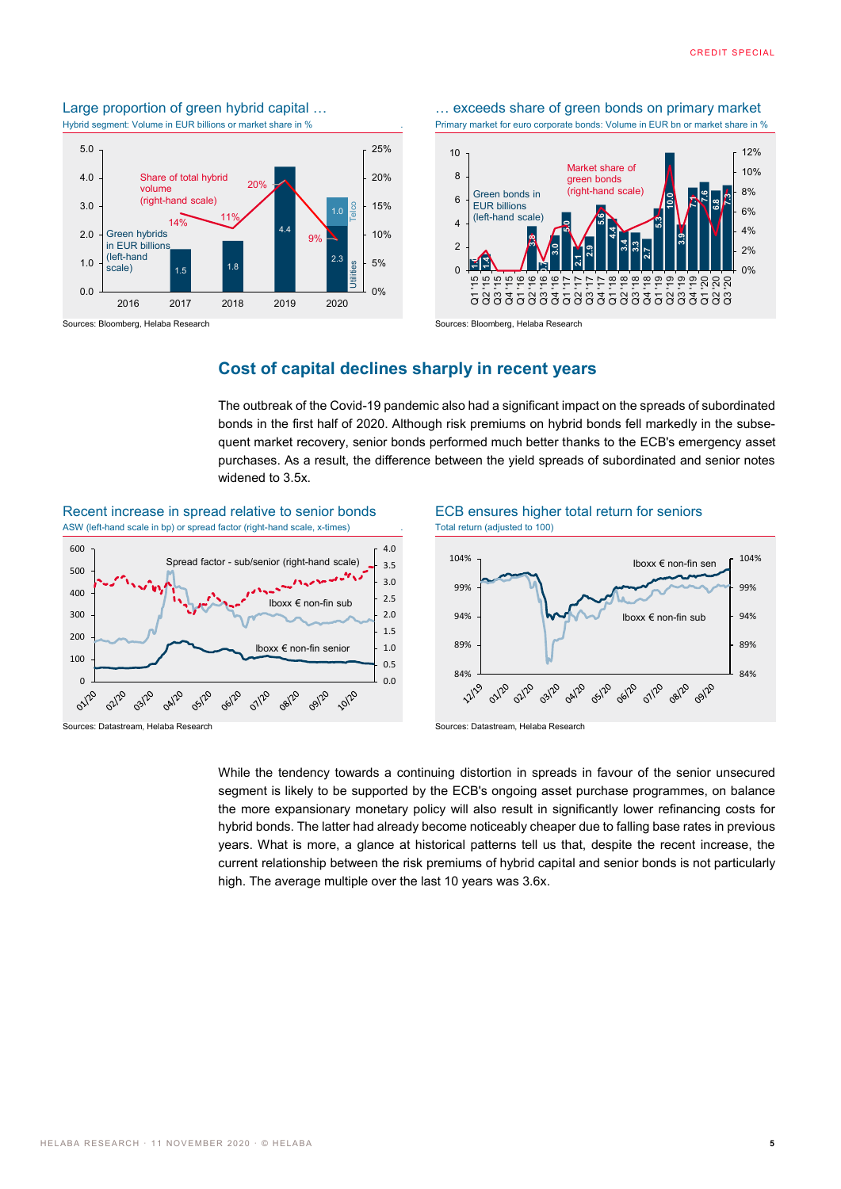## Large proportion of green hybrid capital …

Hybrid segment: Volume in EUR billions or market share in %

Sources: Bloomberg, Helaba Research

## … exceeds share of green bonds on primary market

Primary market for euro corporate bonds: Volume in EUR bn or market share in %

Sources: Bloomberg, Helaba Research

## Cost of capital declines sharply in recent years

The outbreak of the Covid-19 pandemic also had a significant impact on the spreads of subordinated bonds in the first half of 2020. Although risk premiums on hybrid bonds fell markedly in the subsequent market recovery, senior bonds performed much better thanks to the ECB's emergency asset purchases. As a result, the difference between the yield spreads of subordinated and senior notes widened to 3.5x.

## Recent increase in spread relative to senior bonds

ASW (left-hand scale in bp) or spread factor (right-hand scale, x-times)

Sources: Datastream, Helaba Research

## ECB ensures higher total return for seniors

Total return (adjusted to 100)

Sources: Datastream, Helaba Research

While the tendency towards a continuing distortion in spreads in favour of the senior unsecured segment is likely to be supported by the ECB's ongoing asset purchase programmes, on balance the more expansionary monetary policy will also result in significantly lower refinancing costs for hybrid bonds. The latter had already become noticeably cheaper due to falling base rates in previous years. What is more, a glance at historical patterns tell us that, despite the recent increase, the current relationship between the risk premiums of hybrid capital and senior bonds is not particularly high. The average multiple over the last 10 years was 3.6x.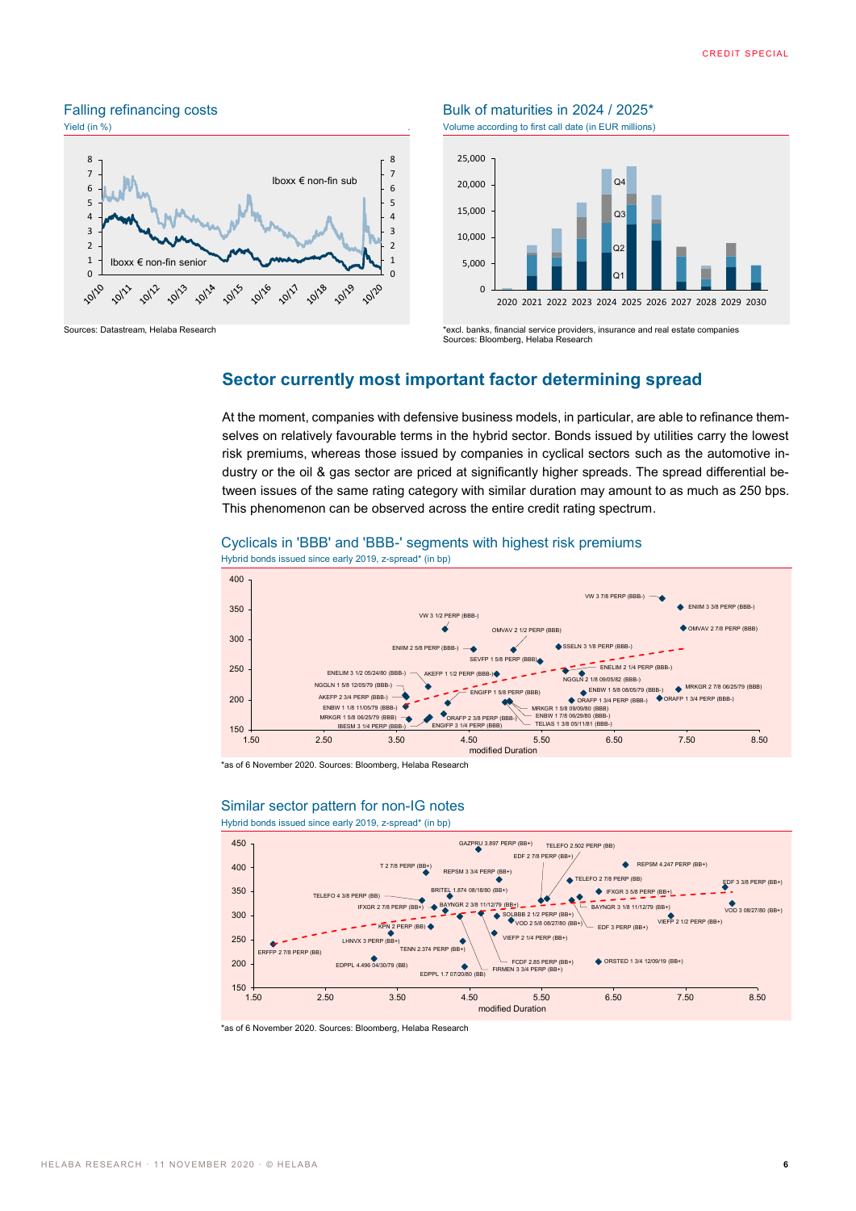## Falling refinancing costs

Yield (in %)

Iboxx € non-fin sub

Iboxx € non-fin senior

Sources: Datastream, Helaba Research

## Bulk of maturities in 2024 / 2025*

Volume according to first call date (in EUR millions)

*excl. banks, financial service providers, insurance and real estate companies
Sources: Bloomberg, Helaba Research

## Sector currently most important factor determining spread

At the moment, companies with defensive business models, in particular, are able to refinance themselves on relatively favourable terms in the hybrid sector. Bonds issued by utilities carry the lowest risk premiums, whereas those issued by companies in cyclical sectors such as the automotive industry or the oil & gas sector are priced at significantly higher spreads. The spread differential between issues of the same rating category with similar duration may amount to as much as 250 bps. This phenomenon can be observed across the entire credit rating spectrum.

## Cyclicals in 'BBB' and 'BBB-' segments with highest risk premiums

Hybrid bonds issued since early 2019, z-spread* (in bp)

*as of 6 November 2020. Sources: Bloomberg, Helaba Research

## Similar sector pattern for non-IG notes

Hybrid bonds issued since early 2019, z-spread* (in bp)

*as of 6 November 2020. Sources: Bloomberg, Helaba Research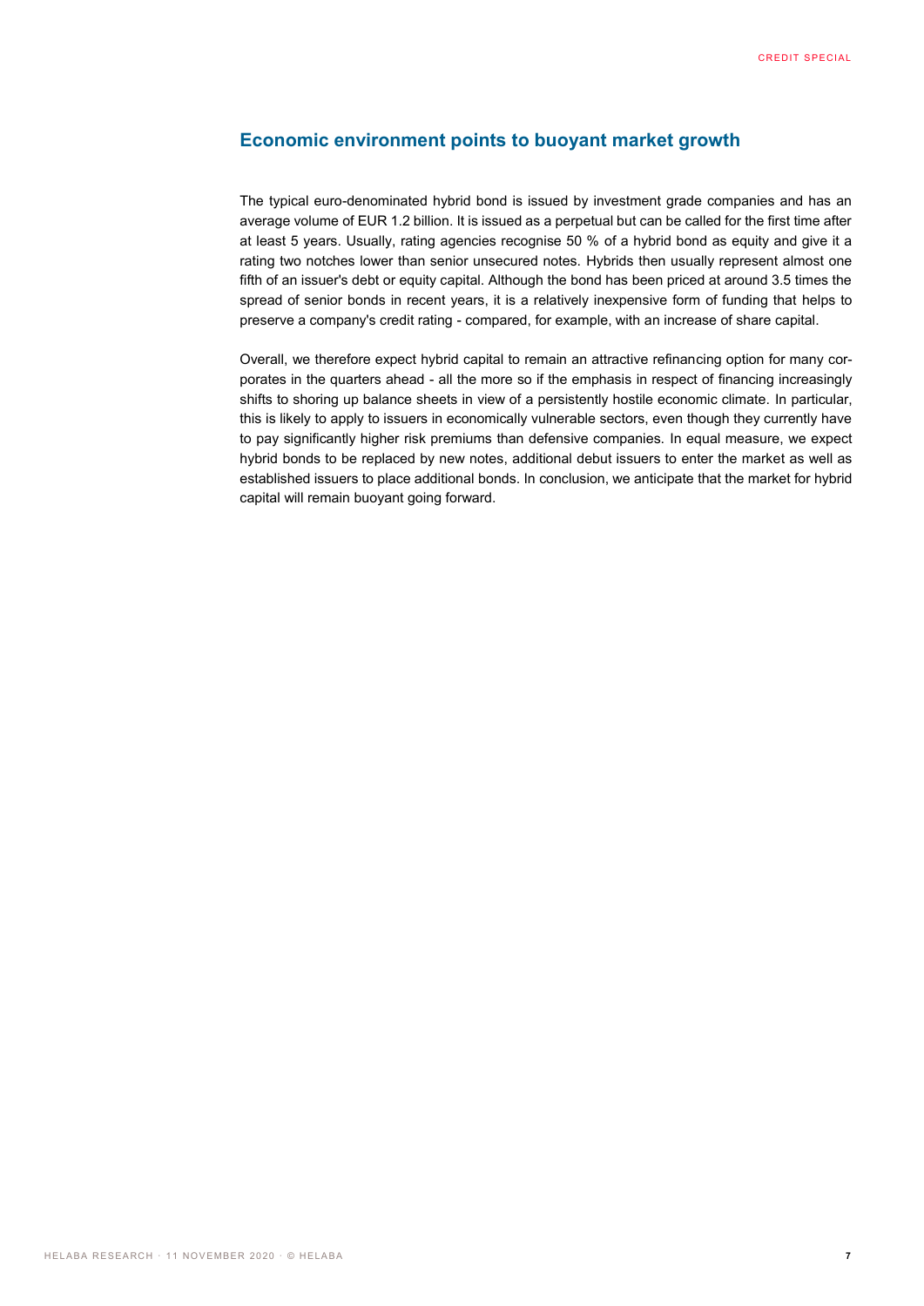## Economic environment points to buoyant market growth

The typical euro-denominated hybrid bond is issued by investment grade companies and has an average volume of EUR 1.2 billion. It is issued as a perpetual but can be called for the first time after at least 5 years. Usually, rating agencies recognise 50 % of a hybrid bond as equity and give it a rating two notches lower than senior unsecured notes. Hybrids then usually represent almost one fifth of an issuer's debt or equity capital. Although the bond has been priced at around 3.5 times the spread of senior bonds in recent years, it is a relatively inexpensive form of funding that helps to preserve a company's credit rating - compared, for example, with an increase of share capital.

Overall, we therefore expect hybrid capital to remain an attractive refinancing option for many corporates in the quarters ahead - all the more so if the emphasis in respect of financing increasingly shifts to shoring up balance sheets in view of a persistently hostile economic climate. In particular, this is likely to apply to issuers in economically vulnerable sectors, even though they currently have to pay significantly higher risk premiums than defensive companies. In equal measure, we expect hybrid bonds to be replaced by new notes, additional debut issuers to enter the market as well as established issuers to place additional bonds. In conclusion, we anticipate that the market for hybrid capital will remain buoyant going forward.